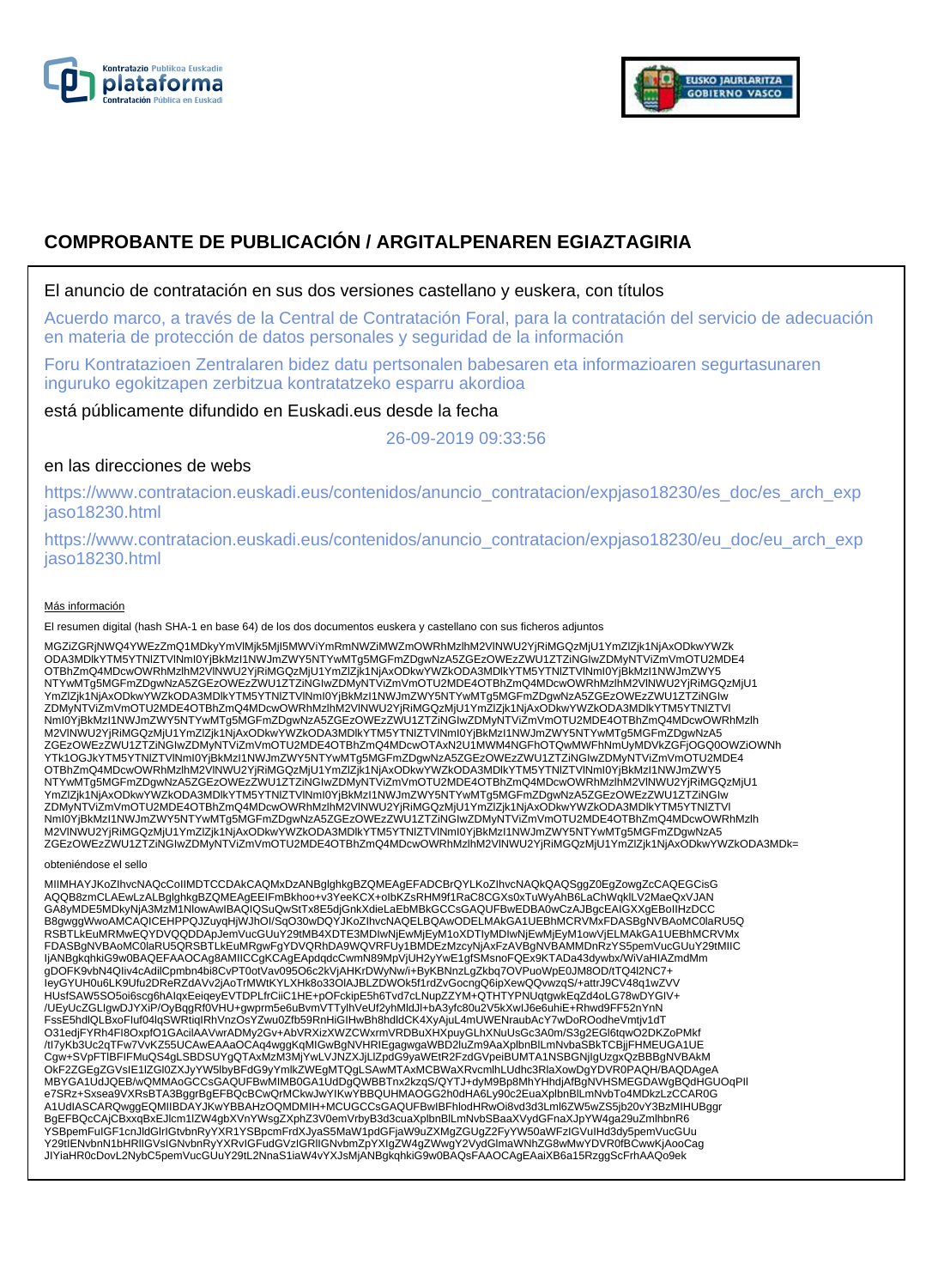# COMPROBANTE DE PUBLICACIÓN / ARGITALPENAREN EGIAZTAGIRIA

El anuncio de contratación en sus dos versiones castellano y euskera, con títulos

Acuerdo marco, a través de la Central de Contratación Foral, para la contratación del servicio de adecuación en materia de protección de datos personales y seguridad de la información

Foru Kontratazioen Zentralaren bidez datu pertsonalen babesaren eta informazioaren segurtasunaren inguruko egokitzapen zerbitzua kontratatzeko esparru akordioa

está públicamente difundido en Euskadi.eus desde la fecha

26-09-2019 09:33:56

en las direcciones de webs

https://www.contratacion.euskadi.eus/contenidos/anuncio_contratacion/expjaso18230/es_doc/es_arch_expjaso18230.html

https://www.contratacion.euskadi.eus/contenidos/anuncio_contratacion/expjaso18230/eu_doc/eu_arch_expjaso18230.html

Más información

El resumen digital (hash SHA-1 en base 64) de los dos documentos euskera y castellano con sus ficheros adjuntos

MGZiZGRjNWQ4YWEzZmQ1MDkyYmVlMjk5MjI5MWViYmRmNWZiMWZmOWRhMzlhM2VlNWU2YjRiMGQzMjU1YmZlZjk1NjAxODkwYWZkODA3MDlkYTM5YTNlZTVlNmI0YjBkMzI1NWJmZWY5NTYwMTg5MGFmZDgwNzA5ZGEzOWEzZWU1ZTZiNGIwZDMyNTViZmVmOTU2MDE4OTBhZmQ4MDcwOWRhMzlhM2VlNWU2YjRiMGQzMjU1YmZlZjk1NjAxODkwYWZkODA3MDlkYTM5YTNlZTVlNmI0YjBkMzI1NWJmZWY5NTYwMTg5MGFmZDgwNzA5ZGEzOWEzZWU1ZTZiNGIwZDMyNTViZmVmOTU2MDE4OTBhZmQ4MDcwOWRhMzlhM2VlNWU2YjRiMGQzMjU1YmZlZjk1NjAxODkwYWZkODA3MDlkYTM5YTNlZTVlNmI0YjBkMzI1NWJmZWY5NTYwMTg5MGFmZDgwNzA5ZGEzOWEzZWU1ZTZiNGIwZDMyNTViZmVmOTU2MDE4OTBhZmQ4MDcwOWRhMzlhM2VlNWU2YjRiMGQzMjU1YmZlZjk1NjAxODkwYWZkODA3MDlkYTM5YTNlZTVlNmI0YjBkMzI1NWJmZWY5NTYwMTg5MGFmZDgwNzA5ZGEzOWEzZWU1ZTZiNGIwZDMyNTViZmVmOTU2MDE4OTBhZmQ4MDcwOWRhMzlhM2VlNWU2YjRiMGQzMjU1YmZlZjk1NjAxODkwYWZkODA3MDlkYTM5YTNlZTVlNmI0YjBkMzI1NWJmZWY5NTYwMTg5MGFmZDgwNzA5ZGEzOWEzZWU1ZTZiNGIwZDMyNTViZmVmOTU2MDE4OTBhZmQ4MDcwOTAxN2U1MWM4NGFhOTQwMWFhNmUyMDVkZGFjOGQ0OWZiOWNhYTk1OGJkYTM5YTNlZTVlNmI0YjBkMzI1NWJmZWY5NTYwMTg5MGFmZDgwNzA5ZGEzOWEzZWU1ZTZiNGIwZDMyNTViZmVmOTU2MDE4OTBhZmQ4MDcwOWRhMzlhM2VlNWU2YjRiMGQzMjU1YmZlZjk1NjAxODkwYWZkODA3MDlkYTM5YTNlZTVlNmI0YjBkMzI1NWJmZWY5NTYwMTg5MGFmZDgwNzA5ZGEzOWEzZWU1ZTZiNGIwZDMyNTViZmVmOTU2MDE4OTBhZmQ4MDcwOWRhMzlhM2VlNWU2YjRiMGQzMjU1YmZlZjk1NjAxODkwYWZkODA3MDlkYTM5YTNlZTVlNmI0YjBkMzI1NWJmZWY5NTYwMTg5MGFmZDgwNzA5ZGEzOWEzZWU1ZTZiNGIwZDMyNTViZmVmOTU2MDE4OTBhZmQ4MDcwOWRhMzlhM2VlNWU2YjRiMGQzMjU1YmZlZjk1NjAxODkwYWZkODA3MDlkYTM5YTNlZTVlNmI0YjBkMzI1NWJmZWY5NTYwMTg5MGFmZDgwNzA5ZGEzOWEzZWU1ZTZiNGIwZDMyNTViZmVmOTU2MDE4OTBhZmQ4MDcwOWRhMzlhM2VlNWU2YjRiMGQzMjU1YmZlZjk1NjAxODkwYWZkODA3MDlkYTM5YTNlZTVlNmI0YjBkMzI1NWJmZWY5NTYwMTg5MGFmZDgwNzA5ZGEzOWEzZWU1ZTZiNGIwZDMyNTViZmVmOTU2MDE4OTBhZmQ4MDcwOWRhMzlhM2VlNWU2YjRiMGQzMjU1YmZlZjk1NjAxODkwYWZkODA3MDk=

obteniéndose el sello

MIIMHAYJKoZIhvcNAQcCoIIMDTCCDAkCAQMxDzANBglghkgBZQMEAgEFADCBrQYLKoZIhvcNAQkQAQSggZ0EgZowgZcCAQEGCisGAQQB8zmCLAEwLzALBglghkgBZQMEAgEEIFmBkhoo+v3YeeKCX+olbKZsRHM9f1RaC8CGXs0xTuWyAhB6LaChWqklLV2MaeQxVJANGA8yMDE5MDkyNjA3MzM1NlowAwIBAQIQSuQwStTx8E5djGnkXdieLaEbMBkGCCsGAQUFBwEDBA0wCzAJBgcEAIGXXgEBoIIHzDCCB8gwggWwoAMCAQICEHPPQJZuyqHjWJhOI/SqO30wDQYJKoZIhvcNAQELBQAwODELMAkGA1UEBhMCRVMxFDASBgNVBAoMC0laRU5QRSBTLkEuMRMwEQYDVQQDDApJemVucGUuY29tMB4XDTE3MDIwNjEwMjEyM1oXDTIyMDIwNjEwMjEyM1owVjELMAkGA1UEBhMCRVMxFDASBgNVBAoMC0laRU5QRSBTLkEuMRgwFgYDVQRhDA9WQVRFUy1BMDEzMzcyNjAxFzAVBgNVBAMMDnRzYS5pemVucGUuY29tMIICIjANBgkqhkiG9w0BAQEFAAOCAg8AMIICCgKCAgEApdqdcCwmN89MpVjUH2yYwE1gfSMsnoFQEx9KTADa43dywbx/WiVaHIAZmdMmgDOFK9vbN4QIiv4cAdilCpmbn4bi8CvPT0otVav095O6c2kVjAHKrDWyNw/i+ByKBNnzLgZkbq7OVPuoWpE0JM8OD/tTQ4l2NC7+IeyGYUH0u6LK9Ufu2DReRZdAVv2jAoTrMWtKYLXHk8o33OlAJBLZDWOk5f1rdZvGocngQ6ipXewQQvwzqS/+attrJ9CV48q1wZVVHUsfSAW5SO5oi6scg6hAlqxEeiqeyEVTDPLfrCiiC1HE+pOFckipE5h6Tvd7cLNupZZYM+QTHTYPNUqtgwkEqZd4oLG78wDYGlV+/UEyUcZGLlgwDJYXiP/OyBqgRf0VHU+gwprm5e6uBvmVTTylhVeUf2yhMldJl+bA3yfc80u2V5kXwlJ6e6uhiE+Rhwd9FF52nYnNFssE5hdlQLBxoFIuf04lqSWRtiqlRhVnzOsYZwu0Zfb59RnHiGIHwBh8hdldCK4XyAjuL4mUWENraubAcY7wDoROodheVmtjv1dTO31edjFYRh4FI8OxpfO1GAcilAAVwrADMy2Gv+AbVRXizXWZCWxrmVRDBuXHXpuyGLhXNuUsGc3A0m/S3g2EGl6tqwO2DKZoPMkf/tI7yKb3Uc2qTFw7VvKZ55UCAwEAAaOCAq4wggKqMIGwBgNVHRIEgagwgaWBD2luZm9AaXplbnBlLmNvbaSBkTCBjjFHMEUGA1UECgw+SVpFTlBFIFMuQS4gLSBDSUYgQTAxMzM3MjYwLVJNZXJjLlZpdG9yaWEtR2FzdGVpeiBUMTA1NSBGNjIgUzgxQzBBBgNVBAkMOkF2ZGEgZGVsIE1lZGl0ZXJyYW5lbyBFdG9yYmlkZWEgMTQgLSAwMTAxMCBWaXRvcmlhLUdhc3RlaXowDgYDVR0PAQH/BAQDAgeAMBYGA1UdJQEB/wQMMAoGCCsGAQUFBwMIMB0GA1UdDgQWBBTnx2kzqS/QYTJ+dyM9Bp8MhYHhdjAfBgNVHSMEGDAWgBQdHGUOqPlle7SRz+Sxsea9VXRsBTA3BggrBgEFBQcBCwQrMCkwJwYIKwYBBQUHMAOGG2h0dHA6Ly90c2EuaXplbnBlLmNvbTo4MDkzLzCCAR0GA1UdIASCARQwggEQMIIBDAYJKwYBBAHzOQMDMIH+MCUGCCsGAQUFBwIBFhlodHRwOi8vd3d3Lml6ZW5wZS5jb20vY3BzMIHUBggrBgEFBQcCAjCBxxqBxEJlcm1lZW4gbXVnYWsgZXphZ3V0emVrbyB3d3cuaXplbnBlLmNvbSBaaXVydGFnaXJpYW4gaXRzaXRmaWR6YSBpemFuIGF1cnJldGlrIGtvbnRyYXR1YSBpcmFrdXJyaS5MaW1pdGFjaW9uZXMgZGUgZ2FyYW50aWFzIGVuIHd3dy5pemVucGUuY29tIENvbnN1bHRlIGVsIGNvbnRyYXRvIGFudGVzIGRlIGNvbmZpYXIgZW4gZWwgY2VydGlmaWNhZG8wMwYDVR0fBCwwKjAooCagJIYiaHR0cDovL2NybC5pemVucGUuY29tL2NnaS1iaW4vYXJsMjANBgkqhkiG9w0BAQsFAAOCAgEAaiXB6a15RzggScFrhAAQo9ek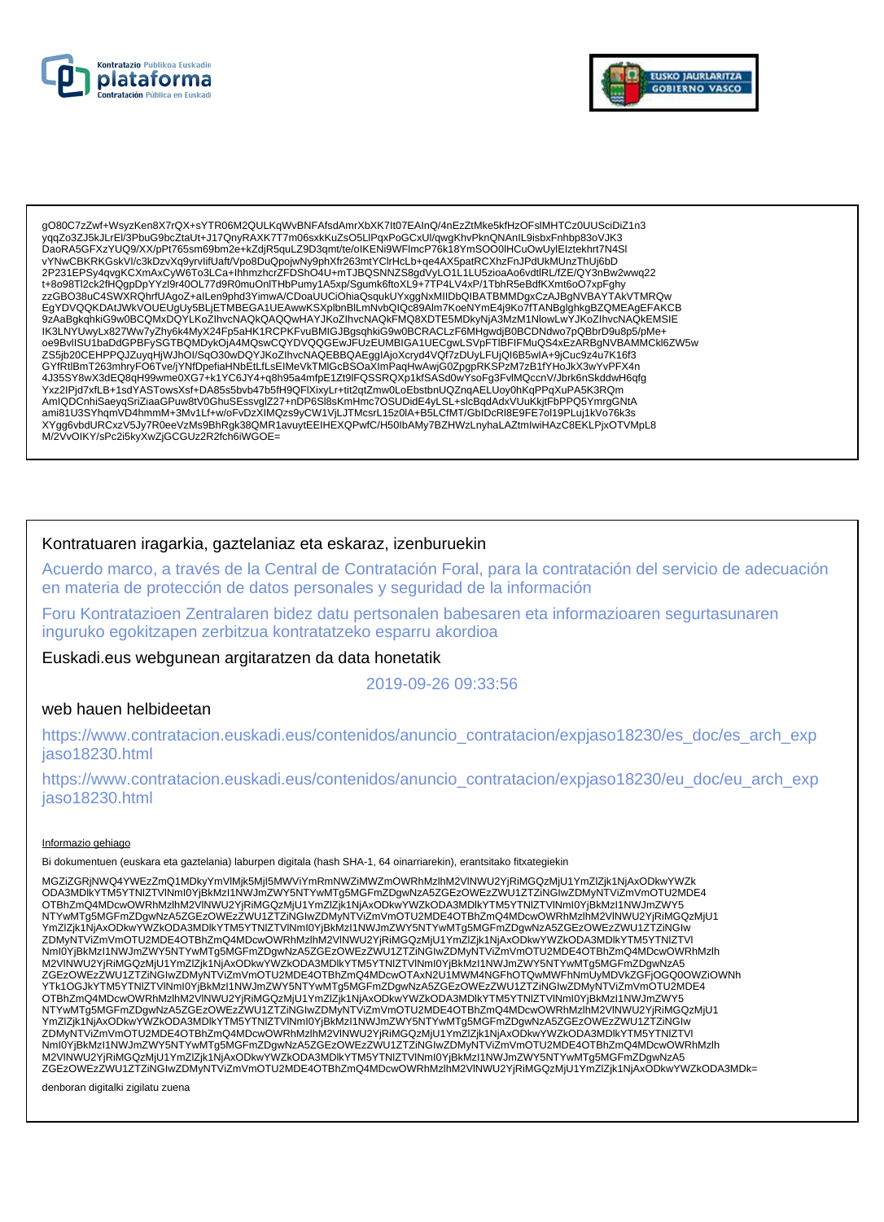gO80C7zZwf+WsyzKen8X7rQX+sYTR06M2QULKqWvBNFAfsdAmrXbXK7It07EAInQ/4nEzZtMke5kfHzOFslMHTCz0UUSciDiZ1n3
yqqZo3ZJ5kJLrEl/3PbuG9bcZtaUt+J17QnyRAXK7T7m06sxkKuZsO5LlPqxPoGCxUl/qwgKhvPknQNAnIL9isbxFnhbp83oVJK3
DaoRA5GFXzYUQ9/XX/pPt765sm69bm2e+kZdjR5quLZ9D3qmt/te/oIKENi9WFlmcP76k18YmSOO0lHCuOwUylElztekhrt7N4Sl
vYNwCBKRKGskVI/c3kDzvXq9yrvlifUaft/Vpo8DuQpojwNy9phXfr263mtYClrHcLb+qe4AX5patRCXhzFnJPdUkMUnzThUj6bD
2P231EPSy4qvgKCXmAxCyW6To3LCa+lhhmzhcrZFDShO4U+mTJBQSNNZS8gdVyLO1L1LU5zioaAo6vdtlRL/fZE/QY3nBw2wwq22
t+8o98Tl2ck2fHQgpDpYYzl9r40OL77d9R0muOnlTHbPumy1A5xp/Sgumk6ftoXL9+7TP4LV4xP/1TbhR5eBdfKXmt6oO7xpFghy
zzGBO38uC4SWXRQhrfUAgoZ+alLen9phd3YimwA/CDoaUUCiOhiaQsqukUYxggNxMIIDbQIBATBMMDgxCzAJBgNVBAYTAkVTMRQw
EgYDVQQKDAtJWkVOUEUgUy5BLjETMBEGA1UEAwwKSXplbnBlLmNvbQICc89Alm7KoeNYmE4j9Ko7fTANBglghkgBZQMEAgEFAKCB
9zAaBgkqhkiG9w0BCQMxDQYLKoZIhvcNAQkQAQQwHAYJKoZIhvcNAQkFMQ8XDTE5MDkyNjA3MzM1NlowLwYJKoZIhvcNAQkEMSIE
IK3LNYUwyLx827Ww7yZhy6k4MyX24Fp5aHK1RCPKFvuBMIGJBgsqhkiG9w0BCRACLzF6MHgwdjB0BCDNdwo7pQBbrD9u8p5/pMe+
oe9BvlISU1baDdGPBFySGTBQMDykOjA4MQswCQYDVQQGEwJFUzEUMBIGA1UECgwLSVpFTlBFIFMuQS4xEzARBgNVBAMMCkl6ZW5w
ZS5jb20CEHPPQJZuyqHjWJhOl/SqO30wDQYJKoZIhvcNAQEBBQAEggIAjoXcryd4VQf7zDUyLFUjQI6B5wlA+9jCuc9z4u7K16f3
GYfRtlBmT263mhryFO6Tve/jYNfDpefiaHNbEtLfLsElMeVkTMlGcBSOaXlmPaqHwAwjG0ZpgpRKSPzM7zB1fYHoJkX3wYvPFX4n
4J35SY8wX3dEQ8qH99wme0XG7+k1YC6JY4+q8h95a4mfpE1Zt9lFQSSRQXp1kfSASd0wYsoFg3FvlMQccnV/Jbrk6nSkddwH6qfg
Yxz2IPjd7xfLB+1sdYASTowsXsf+DA85s5bvb47b5fH9QFlXixyLr+tit2qtZmw0LoEbstbnUQZnqAELUoy0hKqPPqXuPA5K3RQm
AmIQDCnhiSaeyqSriZiaaGPuw8tV0GhuSEssvglZ27+nDP6Sl8sKmHmc7OSUDidE4yLSL+slcBqdAdxVUuKkjtFbPPQ5YmrgGNtA
ami81U3SYhqmVD4hmmM+3Mv1Lf+w/oFvDzXIMQzs9yCW1VjLJTMcsrL15z0lA+B5LCfMT/GbIDcRl8E9FE7ol19PLuj1kVo76k3s
XYgg6vbdURCxzV5Jy7R0eeVzMs9BhRgk38QMR1avuytEEIHEXQPwfC/H50lbAMy7BZHWzLnyhaLAZtmlwiHAzC8EKLPjxOTVMpL8
M/2VvOIKY/sPc2i5kyXwZjGCGUz2R2fch6iWGOE=

Kontratuaren iragarkia, gaztelaniaz eta eskaraz, izenburuekin

Acuerdo marco, a través de la Central de Contratación Foral, para la contratación del servicio de adecuación en materia de protección de datos personales y seguridad de la información

Foru Kontratazioen Zentralaren bidez datu pertsonalen babesaren eta informazioaren segurtasunaren inguruko egokitzapen zerbitzua kontratatzeko esparru akordioa

Euskadi.eus webgunean argitaratzen da data honetatik

2019-09-26 09:33:56

web hauen helbideetan

https://www.contratacion.euskadi.eus/contenidos/anuncio_contratacion/expjaso18230/es_doc/es_arch_expjaso18230.html

https://www.contratacion.euskadi.eus/contenidos/anuncio_contratacion/expjaso18230/eu_doc/eu_arch_expjaso18230.html

Informazio gehiago

Bi dokumentuen (euskara eta gaztelania) laburpen digitala (hash SHA-1, 64 oinarriarekin), erantsitako fitxategiekin

MGZiZGRjNWQ4YWEzZmQ1MDkyYmVlMjk5MjI5MWViYmRmNWZiMWZmOWRhMzlhM2VlNWU2YjRiMGQzMjU1YmZlZjk1NjAxODkwYWZk
ODA3MDlkYTM5YTNlZTVlNmI0YjBkMzI1NWJmZWY5NTYwMTg5MGFmZDgwNzA5ZGEzOWEzZWU1ZTZiNGIwZDMyNTViZmVmOTU2MDE4
OTBhZmQ4MDcwOWRhMzlhM2VlNWU2YjRiMGQzMjU1YmZlZjk1NjAxODkwYWZkODA3MDlkYTM5YTNlZTVlNmI0YjBkMzI1NWJmZWY5
NTYwMTg5MGFmZDgwNzA5ZGEzOWEzZWU1ZTZiNGIwZDMyNTViZmVmOTU2MDE4OTBhZmQ4MDcwOWRhMzlhM2VlNWU2YjRiMGQzMjU1
YmZlZjk1NjAxODkwYWZkODA3MDlkYTM5YTNlZTVlNmI0YjBkMzI1NWJmZWY5NTYwMTg5MGFmZDgwNzA5ZGEzOWEzZWU1ZTZiNGIw
ZDMyNTViZmVmOTU2MDE4OTBhZmQ4MDcwOWRhMzlhM2VlNWU2YjRiMGQzMjU1YmZlZjk1NjAxODkwYWZkODA3MDlkYTM5YTNlZTVl
NmI0YjBkMzI1NWJmZWY5NTYwMTg5MGFmZDgwNzA5ZGEzOWEzZWU1ZTZiNGIwZDMyNTViZmVmOTU2MDE4OTBhZmQ4MDcwOWRhMzlh
M2VlNWU2YjRiMGQzMjU1YmZlZjk1NjAxODkwYWZkODA3MDlkYTM5YTNlZTVlNmI0YjBkMzI1NWJmZWY5NTYwMTg5MGFmZDgwNzA5
ZGEzOWEzZWU1ZTZiNGIwZDMyNTViZmVmOTU2MDE4OTBhZmQ4MDcwOTAxN2U1MWM4NGFhOTQwMWFhNmUyMDVkZGFjOGQ0OWZiOWNh
YTk1OGJkYTM5YTNlZTVlNmI0YjBkMzI1NWJmZWY5NTYwMTg5MGFmZDgwNzA5ZGEzOWEzZWU1ZTZiNGIwZDMyNTViZmVmOTU2MDE4
OTBhZmQ4MDcwOWRhMzlhM2VlNWU2YjRiMGQzMjU1YmZlZjk1NjAxODkwYWZkODA3MDlkYTM5YTNlZTVlNmI0YjBkMzI1NWJmZWY5
NTYwMTg5MGFmZDgwNzA5ZGEzOWEzZWU1ZTZiNGIwZDMyNTViZmVmOTU2MDE4OTBhZmQ4MDcwOWRhMzlhM2VlNWU2YjRiMGQzMjU1
YmZlZjk1NjAxODkwYWZkODA3MDlkYTM5YTNlZTVlNmI0YjBkMzI1NWJmZWY5NTYwMTg5MGFmZDgwNzA5ZGEzOWEzZWU1ZTZiNGIw
ZDMyNTViZmVmOTU2MDE4OTBhZmQ4MDcwOWRhMzlhM2VlNWU2YjRiMGQzMjU1YmZlZjk1NjAxODkwYWZkODA3MDlkYTM5YTNlZTVl
NmI0YjBkMzI1NWJmZWY5NTYwMTg5MGFmZDgwNzA5ZGEzOWEzZWU1ZTZiNGIwZDMyNTViZmVmOTU2MDE4OTBhZmQ4MDcwOWRhMzlh
M2VlNWU2YjRiMGQzMjU1YmZlZjk1NjAxODkwYWZkODA3MDlkYTM5YTNlZTVlNmI0YjBkMzI1NWJmZWY5NTYwMTg5MGFmZDgwNzA5
ZGEzOWEzZWU1ZTZiNGIwZDMyNTViZmVmOTU2MDE4OTBhZmQ4MDcwOWRhMzlhM2VlNWU2YjRiMGQzMjU1YmZlZjk1NjAxODkwYWZkODA3MDk=

denboran digitalki zigilatu zuena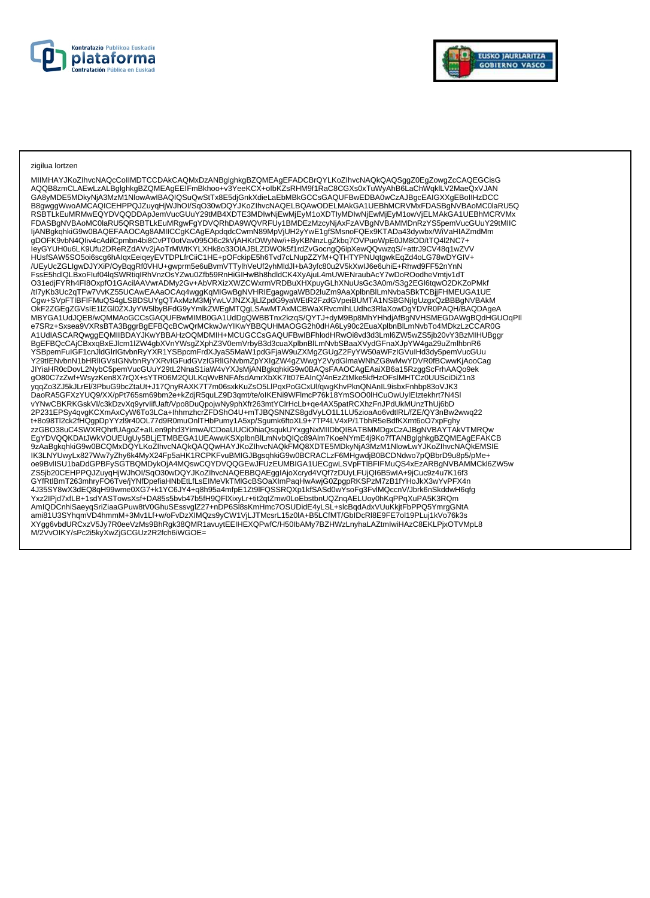zigilua lortzen

```
MIIMHAYJKoZIhvcNAQcCoIIMDTCCDAkCAQMxDzANBglghkgBZQMEAgEFADCBrQYLKoZIhvcNAQkQAQSggZ0EgZowgZcCAQEGCisG
AQQB8zmCLAEwLzALBglghkgBZQMEAgEEIFmBkhoo+v3YeeKCX+oIbKZsRHM9f1RaC8CGXs0xTuWyAhB6LaChWqklLV2MaeQxVJAN
GA8yMDE5MDkyNjA3MzM1NlowAwIBAQIQSuQwStTx8E5djGnkXdieLaEbMBkGCCsGAQUFBwEDBA0wCzAJBgcEAIGXXgEBoIIHzDCC
B8gwggWwoAMCAQICEHPPQJZuyqHjWJhOI/SqO30wDQYJKoZIhvcNAQELBQAwODELMAkGA1UEBhMCRVMxFDASBgNVBAoMC0laRU5Q
RSBTLkEuMRMwEQYDVQQDDApJemVucGUuY29tMB4XDTE3MDIwNjEwMjEyM1oXDTIyMDIwNjEwMjEyM1owVjELMAkGA1UEBhMCRVMx
FDASBgNVBAoMC0laRU5QRSBTLkEuMRgwFgYDVQRhDA9WQVRFUy1BMDEzMzcyNjAxFzAVBgNVBAMMDnRzYS5pemVucGUuY29tMIIC
IjANBgkqhkiG9w0BAQEFAAOCAg8AMIICCgKCAgEApdqdcCwmN89MpVjUH2yYwE1gfSMsnoFQEx9KTADa43dywbx/WiVaHIAZmdMm
gDOFK9vbN4QIiv4cAdilCpmbn4bi8CvPT0otVav095O6c2kVjAHKrDWyNw/i+ByKBNnzLgZkbq7OVPuoWpE0JM8OD/tTQ4l2NC7+
IeyGYUH0u6LK9Ufu2DReRZdAVv2jAoTrMWtKYLXHk8o33OlAJBLZDWOk5f1rdZvGocngQ6ipXewQQvwzqS/+attrJ9CV48q1wZVV
HUsfSAW5SO5oi6scg6hAIqxEeiqeyEVTDPLfrCiiC1HE+pOFckipE5h6Tvd7cLNupZZYM+QTHTYPNUqtgwkEqZd4oLG78wDYGIV+
/UEyUcZGLIgwDJYXiP/OyBqgRf0VHU+gwprm5e6uBvmVTTylhVeUf2yhMldJl+bA3yfc80u2V5kXwIJ6e6uhiE+Rhwd9FF52nYnN
FssE5hdlQLBxoFIuf04lqSWRtiqIRhVnzOsYZwu0Zfb59RnHiGIHwBh8hdldCK4XyAjuL4mUWENraubAcY7wDoROodheVmtjv1dT
O31edjFYRh4FI8OxpfO1GAcilAAVwrADMy2Gv+AbVRXizXWZCWxrmVRDBuXHXpuyGLhXNuUsGc3A0m/S3g2EGl6tqwO2DKZoPMkf
/tI7yKb3Uc2qTFw7VvKZ55UCAwEAAaOCAq4wggKqMIGwBgNVHRIEgagwgaWBD2luZm9AaXplbnBlLmNvbaSBkTCBjjFHMEUGA1UE
Cgw+SVpFTlBFIFMuQS4gLSBDSUYgQTAxMzM3MjYwLVJNZXJjLlZpdG9yaWEtR2FzdGVpeiBUMTA1NSBGNjIgUzgxQzBBBgNVBAkM
OkF2ZGEgZGVsIE1lZGl0ZXJyYW5lbyBFdG9yYmlkZWEgMTQgLSAwMTAxMCBWaXRvcmlhLUdhc3RlaXowDgYDVR0PAQH/BAQDAgeA
MBYGA1UdJQEB/wQMMAoGCCsGAQUFBwMIMB0GA1UdDgQWBBTnx2kzqS/QYTJ+dyM9Bp8MhYHhdjAfBgNVHSMEGDAWgBQdHGUOqPIl
e7SRz+Sxsea9VXRsBTA3BggrBgEFBQcBCwQrMCkwJwYIKwYBBQUHMAOGG2h0dHA6Ly90c2EuaXplbnBlLmNvbTo4MDkzLzCCAR0G
A1UdIASCARQwggEQMIIBDAYJKwYBBAHzOQMDMIH+MCUGCCsGAQUFBwIBFhlodHRwOi8vd3d3Lml6ZW5wZS5jb20vY3BzMIHUBggr
BgEFBQcCAjCBxxqBxEJlcm1lZW4gbXVnYWsgZXphZ3V0emVrbyB3d3cuaXplbnBlLmNvbSBaaXVydGFnaXJpYW4ga29uZmlhbnR6
YSBpemFuIGF1cnJldGIrIGtvbnRyYXR1YSBpcmFrdXJyaS5MaW1pdGFjaW9uZXMgZGUgZ2FyYW50aWFzIGVuIHd3dy5pemVucGUu
Y29tIENvbnN1bHRlIGVsIGNvbnRyYXRvIGFudGVzIGRlIGNvbmZpYXIgZW4gZWwgY2VydGlmaWNhZG8wMwYDVR0fBCwwKjAooCag
JIYiaHR0cDovL2NybC5pemVucGUuY29tL2NnaS1iaW4vYXJsMjANBgkqhkiG9w0BAQsFAAOCAgEAaiXB6a15RzggScFrhAAQo9ek
gO80C7zZwf+WsyzKen8X7rQX+sYTR06M2QULKqWvBNFAfsdAmrXbXK7lt07EAInQ/4nEzZtMke5kfHzOFslMHTCz0UUSciDiZ1n3
yqqZo3ZJ5kJLrEl/3PbuG9bcZtaUt+J17QnyRAXK7T7m06sxkKuZsO5LlPqxPoGCxUl/qwgKhvPknQNAnIL9isbxFnhbp83oVJK3
DaoRA5GFXzYUQ9/XX/pPt765sm69bm2e+kZdjR5quLZ9D3qmt/te/oIKENi9WFlmcP76k18YmSOO0lHCuOwUylEIztekhrt7N4Sl
vYNwCBKRKGskVI/c3kDzvXq9yrvlifUaft/Vpo8DuQpojwNy9phXfr263mtYClrHcLb+qe4AX5patRCXhzFnJPdUkMUnzThUj6bD
2P231EPSy4qvgKCXmAxCyW6To3LCa+lhhmzhcrZFDShO4U+mTJBQSNNZS8gdVyLO1L1LU5zioaAo6vdtlRL/fZE/QY3nBw2wwq22
t+8o98Tl2ck2fHQgpDpYYzl9r40OL77d9R0muOnlTHbPumy1A5xp/Sgumk6ftoXL9+7TP4LV4xP/1TbhR5eBdfKXmt6oO7xpFghy
zzGBO38uC4SWXRQhrfUAgoZ+alLen9phd3YimwA/CDoaUUCiOhiaQsqukUYxggNxMIIDbQIBATBMMDgxCzAJBgNVBAYTAkVTMRQw
EgYDVQQKDAtJWkVOUEUgUy5BLjETMBEGA1UEAwwKSXplbnBlLmNvbQIQc89Alm7KoeNYmE4j9Ko7fTANBglghkgBZQMEAgEFAKCB
9zAaBgkqhkiG9w0BCQMxDQYLKoZIhvcNAQkQAQQwHAYJKoZIhvcNAQkFMQ8XDTE5MDkyNjA3MzM1NlowLwYJKoZIhvcNAQkEMSIE
IK3LNYUwyLx827Ww7yZhy6k4MyX24Fp5aHK1RCPKFvuBMIGJBgsqhkiG9w0BCRACLzF6MHgwdjB0BCDNdwo7pQBbrD9u8p5/pMe+
oe9BvlISU1baDdGPBFySGTBQMDykOjA4MQswCQYDVQQGEwJFUzEUMBIGA1UECgwLSVpFTlBFIFMuQS4xEzARBgNVBAMMCkl6ZW5w
ZS5jb20CEHPPQJZuyqHjWJhOI/SqO30wDQYJKoZIhvcNAQEBBQAEggIAjoXcryd4VQf7zDUyLFUjQI6B5wIA+9jCuc9z4u7K16f3
GYfRtlBmT263mhryFO6Tve/jYNfDpefiaHNbEtLfLsEIMeVkTMlGcBSOaXlmPaqHwAwjG0ZpgpRKSPzM7zB1fYHoJkX3wYvPFX4n
4J35SY8wX3dEQ8qH99wme0XG7+k1YC6JY4+q8h95a4mfpE1Zt9lFQSSRQXp1kfSASd0wYsoFg3FvlMQccnV/Jbrk6nSkddwH6qfg
Yxz2lPjd7xfLB+1sdYASTowsXsf+DA85s5bvb47b5fH9QFlXixyLr+tit2qtZmw0LoEbstbnUQZnqAELUoy0hKqPPqXuPA5K3RQm
AmIQDCnhiSaeyqSriZiaaGPuw8tV0GhuSEssvglZ27+nDP6Sl8sKmHmc7OSUDidE4yLSL+slcBqdAdxVUuKkjtFbPPQ5YmrgGNtA
ami81U3SYhqmVD4hmmM+3Mv1Lf+w/oFvDzXIMQzs9yCW1VjLJTMcsrL15z0lA+B5LCfMT/GbIDcRl8E9FE7ol19PLuj1kVo76k3s
XYgg6vbdURCxzV5Jy7R0eeVzMs9BhRgk38QMR1avuytEEIHEXQPwfC/H50lbAMy7BZHWzLnyhaLAZtmIwiHAzC8EKLPjxOTVMpL8
M/2VvOIKY/sPc2i5kyXwZjGCGUz2R2fch6iWGOE=
```